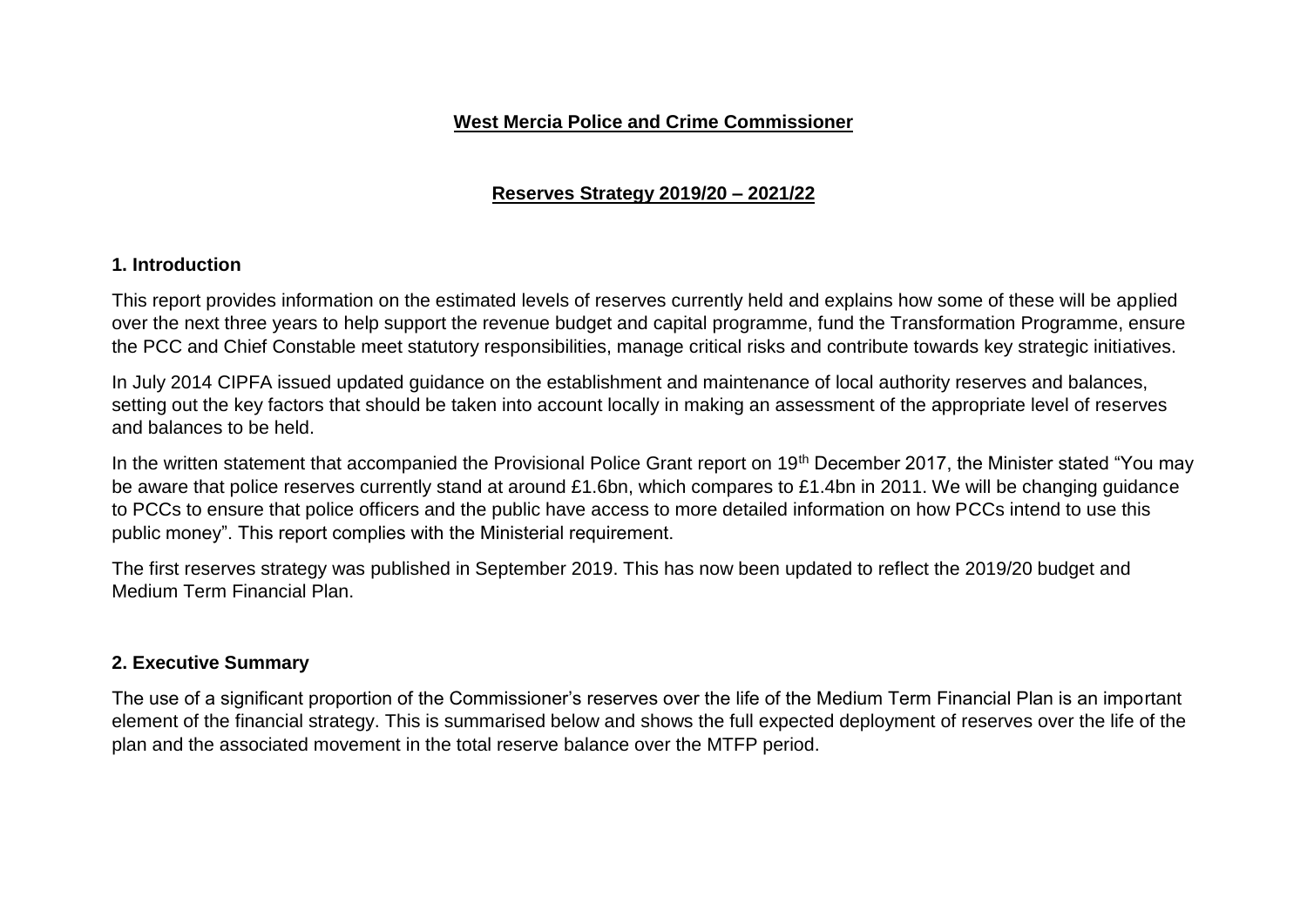**West Mercia Police and Crime Commissioner**

**Reserves Strategy 2019/20 – 2021/22**

## 1. Introduction

This report provides information on the estimated levels of reserves currently held and explains how some of these will be applied over the next three years to help support the revenue budget and capital programme, fund the Transformation Programme, ensure the PCC and Chief Constable meet statutory responsibilities, manage critical risks and contribute towards key strategic initiatives.

In July 2014 CIPFA issued updated guidance on the establishment and maintenance of local authority reserves and balances, setting out the key factors that should be taken into account locally in making an assessment of the appropriate level of reserves and balances to be held.

In the written statement that accompanied the Provisional Police Grant report on 19th December 2017, the Minister stated "You may be aware that police reserves currently stand at around £1.6bn, which compares to £1.4bn in 2011. We will be changing guidance to PCCs to ensure that police officers and the public have access to more detailed information on how PCCs intend to use this public money". This report complies with the Ministerial requirement.

The first reserves strategy was published in September 2019. This has now been updated to reflect the 2019/20 budget and Medium Term Financial Plan.

## 2. Executive Summary

The use of a significant proportion of the Commissioner's reserves over the life of the Medium Term Financial Plan is an important element of the financial strategy. This is summarised below and shows the full expected deployment of reserves over the life of the plan and the associated movement in the total reserve balance over the MTFP period.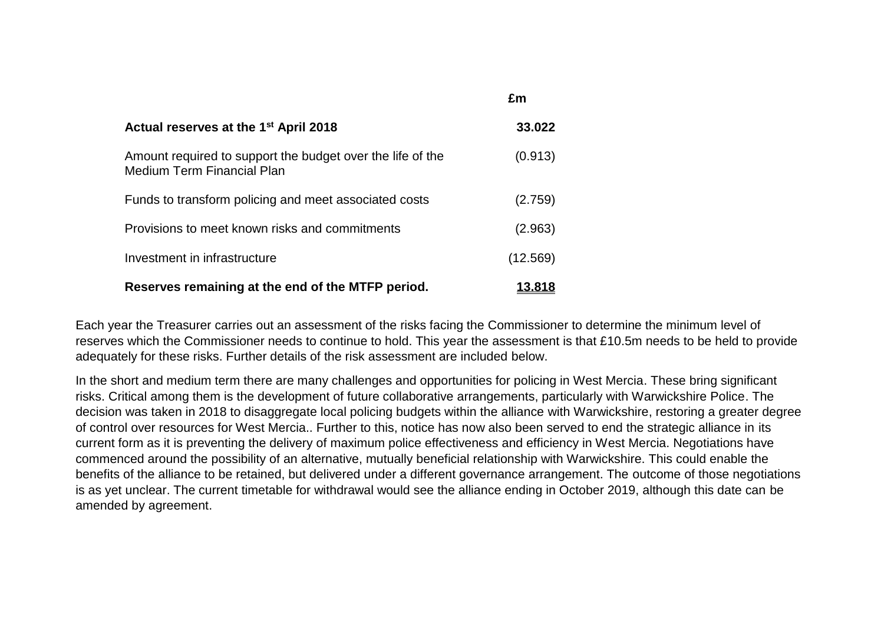| | £m |
|---|---|
| **Actual reserves at the 1st April 2018** | **33.022** |
| Amount required to support the budget over the life of the Medium Term Financial Plan | (0.913) |
| Funds to transform policing and meet associated costs | (2.759) |
| Provisions to meet known risks and commitments | (2.963) |
| Investment in infrastructure | (12.569) |
| **Reserves remaining at the end of the MTFP period.** | **13.818** |

Each year the Treasurer carries out an assessment of the risks facing the Commissioner to determine the minimum level of reserves which the Commissioner needs to continue to hold. This year the assessment is that £10.5m needs to be held to provide adequately for these risks. Further details of the risk assessment are included below.

In the short and medium term there are many challenges and opportunities for policing in West Mercia. These bring significant risks. Critical among them is the development of future collaborative arrangements, particularly with Warwickshire Police. The decision was taken in 2018 to disaggregate local policing budgets within the alliance with Warwickshire, restoring a greater degree of control over resources for West Mercia.. Further to this, notice has now also been served to end the strategic alliance in its current form as it is preventing the delivery of maximum police effectiveness and efficiency in West Mercia. Negotiations have commenced around the possibility of an alternative, mutually beneficial relationship with Warwickshire. This could enable the benefits of the alliance to be retained, but delivered under a different governance arrangement. The outcome of those negotiations is as yet unclear. The current timetable for withdrawal would see the alliance ending in October 2019, although this date can be amended by agreement.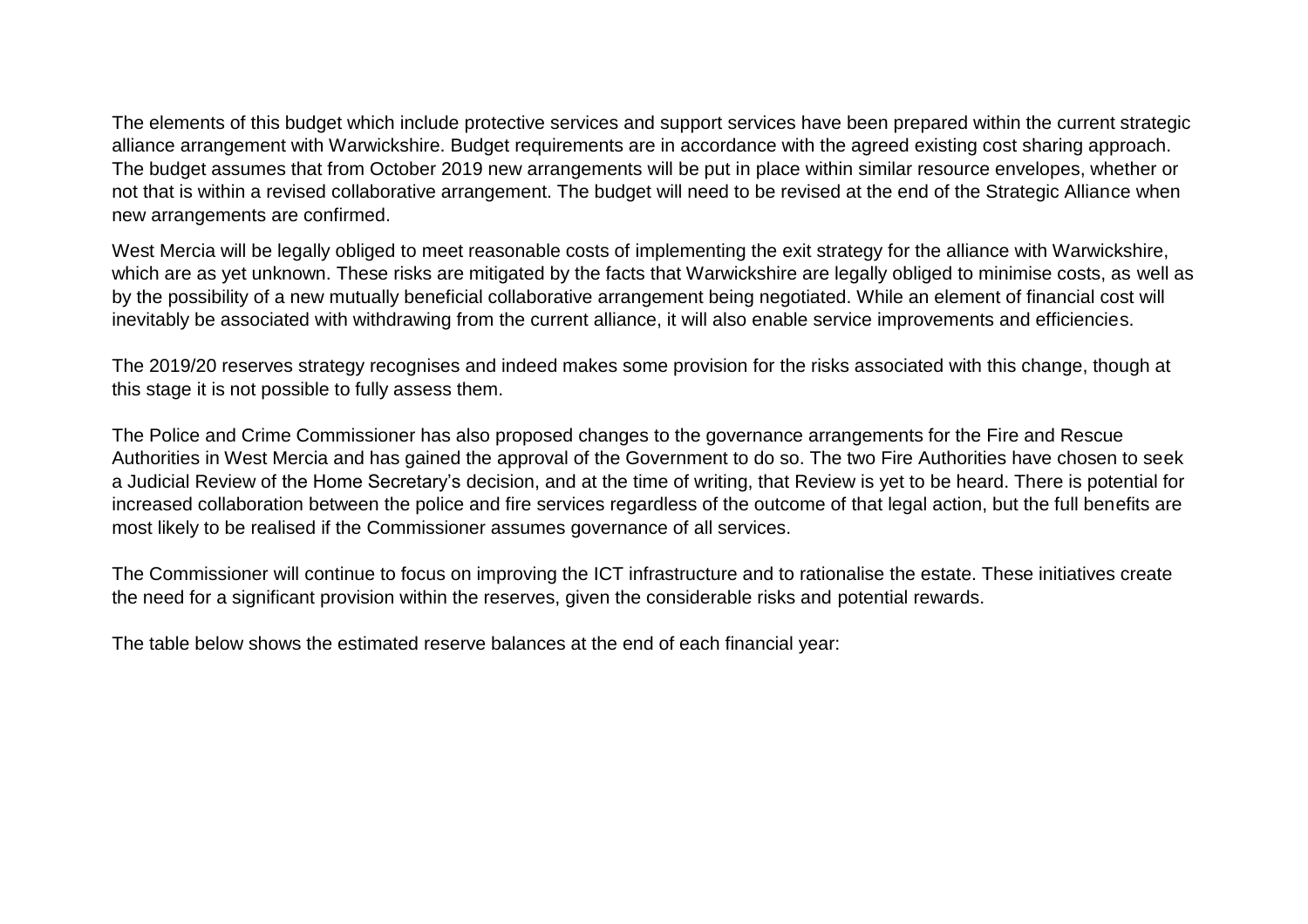The elements of this budget which include protective services and support services have been prepared within the current strategic alliance arrangement with Warwickshire. Budget requirements are in accordance with the agreed existing cost sharing approach. The budget assumes that from October 2019 new arrangements will be put in place within similar resource envelopes, whether or not that is within a revised collaborative arrangement. The budget will need to be revised at the end of the Strategic Alliance when new arrangements are confirmed.

West Mercia will be legally obliged to meet reasonable costs of implementing the exit strategy for the alliance with Warwickshire, which are as yet unknown. These risks are mitigated by the facts that Warwickshire are legally obliged to minimise costs, as well as by the possibility of a new mutually beneficial collaborative arrangement being negotiated. While an element of financial cost will inevitably be associated with withdrawing from the current alliance, it will also enable service improvements and efficiencies.

The 2019/20 reserves strategy recognises and indeed makes some provision for the risks associated with this change, though at this stage it is not possible to fully assess them.

The Police and Crime Commissioner has also proposed changes to the governance arrangements for the Fire and Rescue Authorities in West Mercia and has gained the approval of the Government to do so. The two Fire Authorities have chosen to seek a Judicial Review of the Home Secretary's decision, and at the time of writing, that Review is yet to be heard. There is potential for increased collaboration between the police and fire services regardless of the outcome of that legal action, but the full benefits are most likely to be realised if the Commissioner assumes governance of all services.

The Commissioner will continue to focus on improving the ICT infrastructure and to rationalise the estate. These initiatives create the need for a significant provision within the reserves, given the considerable risks and potential rewards.

The table below shows the estimated reserve balances at the end of each financial year: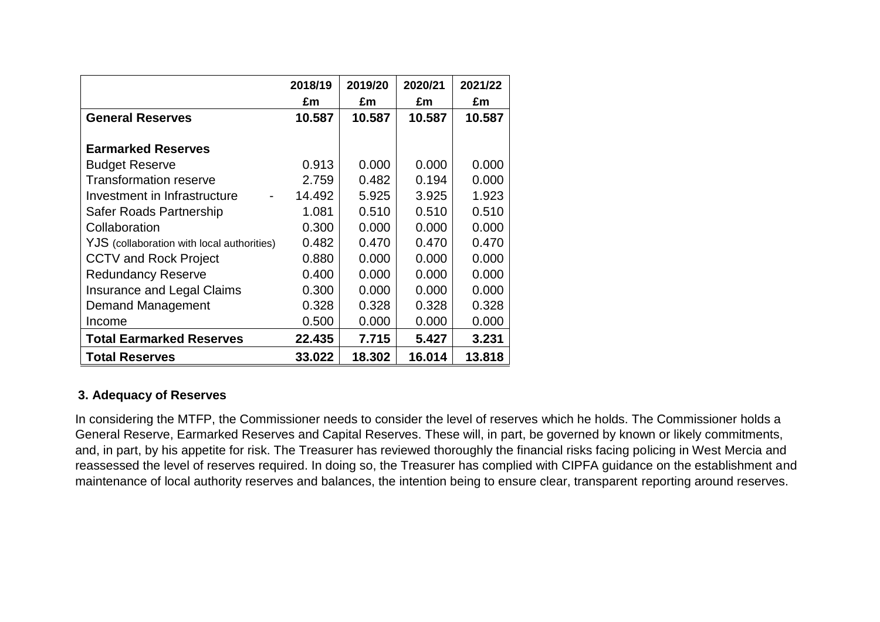| | 2018/19 | 2019/20 | 2020/21 | 2021/22 |
|---|---|---|---|---|
| | £m | £m | £m | £m |
| **General Reserves** | **10.587** | **10.587** | **10.587** | **10.587** |
| | | | | |
| **Earmarked Reserves** | | | | |
| Budget Reserve | 0.913 | 0.000 | 0.000 | 0.000 |
| Transformation reserve | 2.759 | 0.482 | 0.194 | 0.000 |
| Investment in Infrastructure - | 14.492 | 5.925 | 3.925 | 1.923 |
| Safer Roads Partnership | 1.081 | 0.510 | 0.510 | 0.510 |
| Collaboration | 0.300 | 0.000 | 0.000 | 0.000 |
| YJS (collaboration with local authorities) | 0.482 | 0.470 | 0.470 | 0.470 |
| CCTV and Rock Project | 0.880 | 0.000 | 0.000 | 0.000 |
| Redundancy Reserve | 0.400 | 0.000 | 0.000 | 0.000 |
| Insurance and Legal Claims | 0.300 | 0.000 | 0.000 | 0.000 |
| Demand Management | 0.328 | 0.328 | 0.328 | 0.328 |
| Income | 0.500 | 0.000 | 0.000 | 0.000 |
| **Total Earmarked Reserves** | **22.435** | **7.715** | **5.427** | **3.231** |
| **Total Reserves** | **33.022** | **18.302** | **16.014** | **13.818** |

### 3. Adequacy of Reserves

In considering the MTFP, the Commissioner needs to consider the level of reserves which he holds. The Commissioner holds a General Reserve, Earmarked Reserves and Capital Reserves. These will, in part, be governed by known or likely commitments, and, in part, by his appetite for risk. The Treasurer has reviewed thoroughly the financial risks facing policing in West Mercia and reassessed the level of reserves required. In doing so, the Treasurer has complied with CIPFA guidance on the establishment and maintenance of local authority reserves and balances, the intention being to ensure clear, transparent reporting around reserves.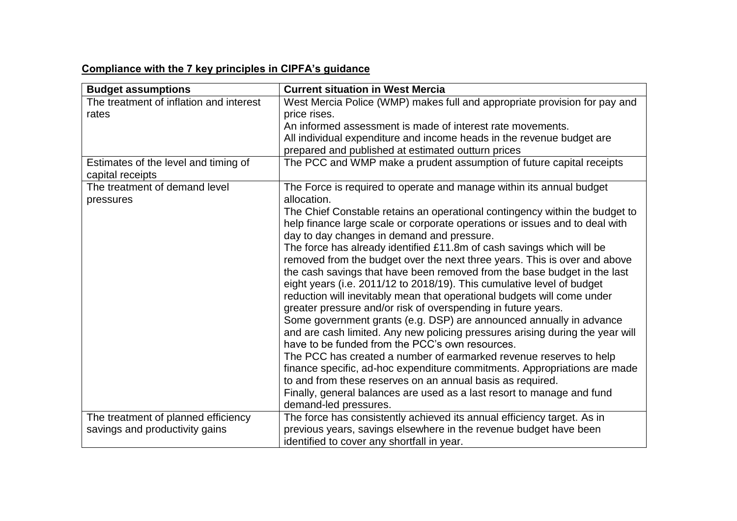**Compliance with the 7 key principles in CIPFA's guidance**

| Budget assumptions | Current situation in West Mercia |
|---|---|
| The treatment of inflation and interest rates | West Mercia Police (WMP) makes full and appropriate provision for pay and price rises.<br>An informed assessment is made of interest rate movements.<br>All individual expenditure and income heads in the revenue budget are prepared and published at estimated outturn prices |
| Estimates of the level and timing of capital receipts | The PCC and WMP make a prudent assumption of future capital receipts |
| The treatment of demand level pressures | The Force is required to operate and manage within its annual budget allocation.<br>The Chief Constable retains an operational contingency within the budget to help finance large scale or corporate operations or issues and to deal with day to day changes in demand and pressure.<br>The force has already identified £11.8m of cash savings which will be removed from the budget over the next three years. This is over and above the cash savings that have been removed from the base budget in the last eight years (i.e. 2011/12 to 2018/19). This cumulative level of budget reduction will inevitably mean that operational budgets will come under greater pressure and/or risk of overspending in future years.<br>Some government grants (e.g. DSP) are announced annually in advance and are cash limited. Any new policing pressures arising during the year will have to be funded from the PCC's own resources.<br>The PCC has created a number of earmarked revenue reserves to help finance specific, ad-hoc expenditure commitments. Appropriations are made to and from these reserves on an annual basis as required.<br>Finally, general balances are used as a last resort to manage and fund demand-led pressures. |
| The treatment of planned efficiency savings and productivity gains | The force has consistently achieved its annual efficiency target. As in previous years, savings elsewhere in the revenue budget have been identified to cover any shortfall in year. |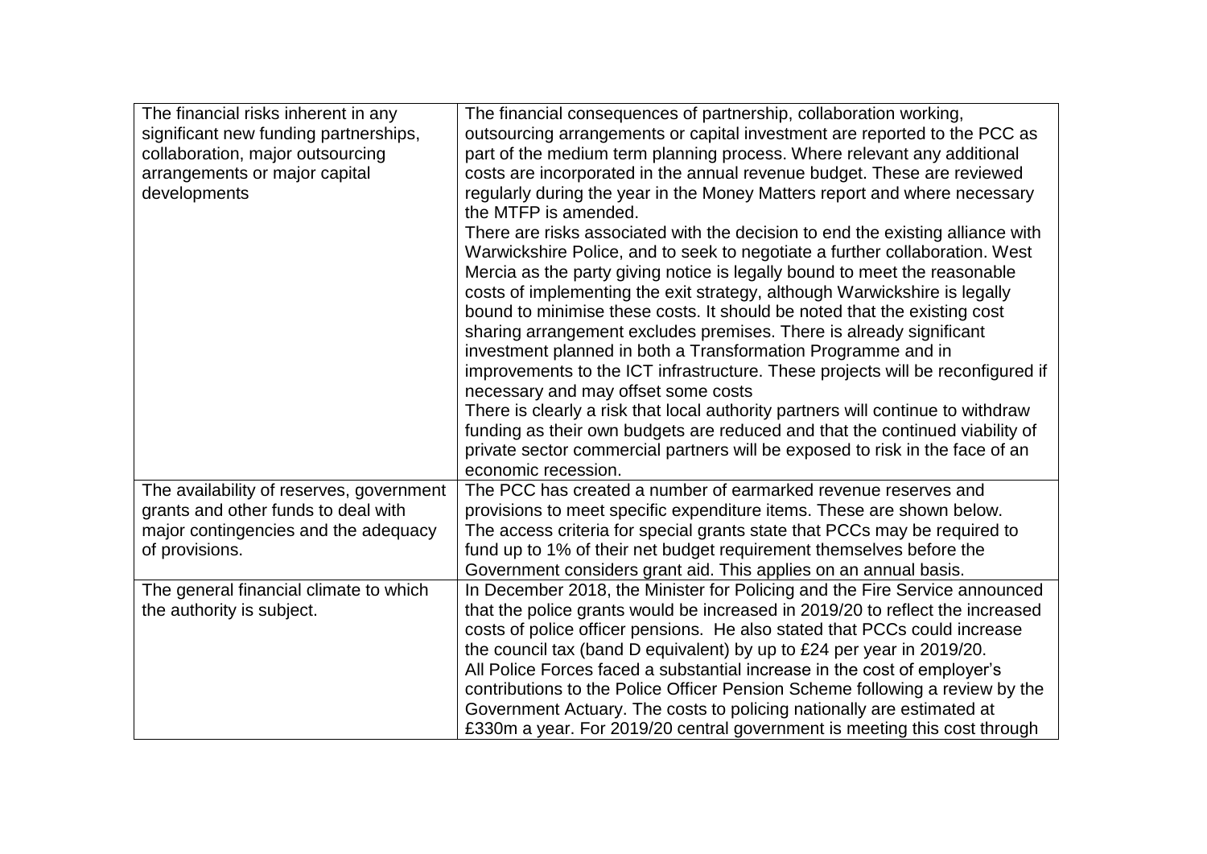| | |
|---|---|
| The financial risks inherent in any significant new funding partnerships, collaboration, major outsourcing arrangements or major capital developments | The financial consequences of partnership, collaboration working, outsourcing arrangements or capital investment are reported to the PCC as part of the medium term planning process. Where relevant any additional costs are incorporated in the annual revenue budget. These are reviewed regularly during the year in the Money Matters report and where necessary the MTFP is amended.<br>There are risks associated with the decision to end the existing alliance with Warwickshire Police, and to seek to negotiate a further collaboration. West Mercia as the party giving notice is legally bound to meet the reasonable costs of implementing the exit strategy, although Warwickshire is legally bound to minimise these costs. It should be noted that the existing cost sharing arrangement excludes premises. There is already significant investment planned in both a Transformation Programme and in improvements to the ICT infrastructure. These projects will be reconfigured if necessary and may offset some costs<br>There is clearly a risk that local authority partners will continue to withdraw funding as their own budgets are reduced and that the continued viability of private sector commercial partners will be exposed to risk in the face of an economic recession. |
| The availability of reserves, government grants and other funds to deal with major contingencies and the adequacy of provisions. | The PCC has created a number of earmarked revenue reserves and provisions to meet specific expenditure items. These are shown below.<br>The access criteria for special grants state that PCCs may be required to fund up to 1% of their net budget requirement themselves before the Government considers grant aid. This applies on an annual basis. |
| The general financial climate to which the authority is subject. | In December 2018, the Minister for Policing and the Fire Service announced that the police grants would be increased in 2019/20 to reflect the increased costs of police officer pensions. He also stated that PCCs could increase the council tax (band D equivalent) by up to £24 per year in 2019/20.<br>All Police Forces faced a substantial increase in the cost of employer's contributions to the Police Officer Pension Scheme following a review by the Government Actuary. The costs to policing nationally are estimated at £330m a year. For 2019/20 central government is meeting this cost through |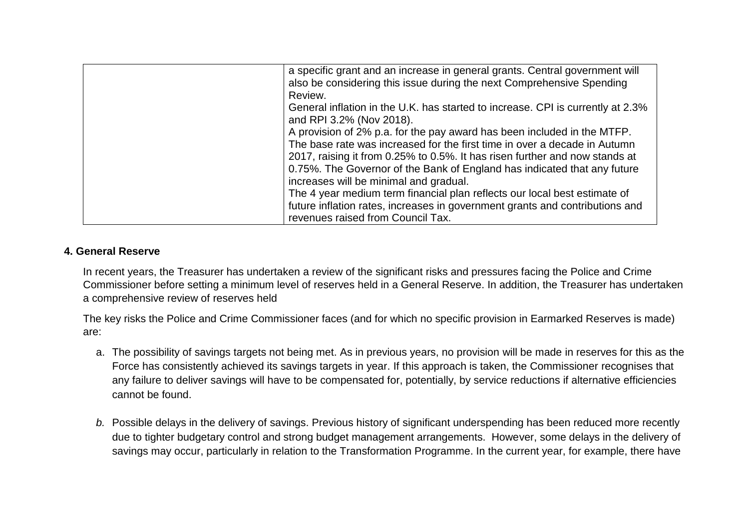| | |
|---|---|
| | a specific grant and an increase in general grants. Central government will also be considering this issue during the next Comprehensive Spending Review.<br>General inflation in the U.K. has started to increase. CPI is currently at 2.3% and RPI 3.2% (Nov 2018).<br>A provision of 2% p.a. for the pay award has been included in the MTFP.<br>The base rate was increased for the first time in over a decade in Autumn 2017, raising it from 0.25% to 0.5%. It has risen further and now stands at 0.75%. The Governor of the Bank of England has indicated that any future increases will be minimal and gradual.<br>The 4 year medium term financial plan reflects our local best estimate of future inflation rates, increases in government grants and contributions and revenues raised from Council Tax. |

## 4. General Reserve

In recent years, the Treasurer has undertaken a review of the significant risks and pressures facing the Police and Crime Commissioner before setting a minimum level of reserves held in a General Reserve. In addition, the Treasurer has undertaken a comprehensive review of reserves held

The key risks the Police and Crime Commissioner faces (and for which no specific provision in Earmarked Reserves is made) are:

a. The possibility of savings targets not being met. As in previous years, no provision will be made in reserves for this as the Force has consistently achieved its savings targets in year. If this approach is taken, the Commissioner recognises that any failure to deliver savings will have to be compensated for, potentially, by service reductions if alternative efficiencies cannot be found.

*b.* Possible delays in the delivery of savings. Previous history of significant underspending has been reduced more recently due to tighter budgetary control and strong budget management arrangements. However, some delays in the delivery of savings may occur, particularly in relation to the Transformation Programme. In the current year, for example, there have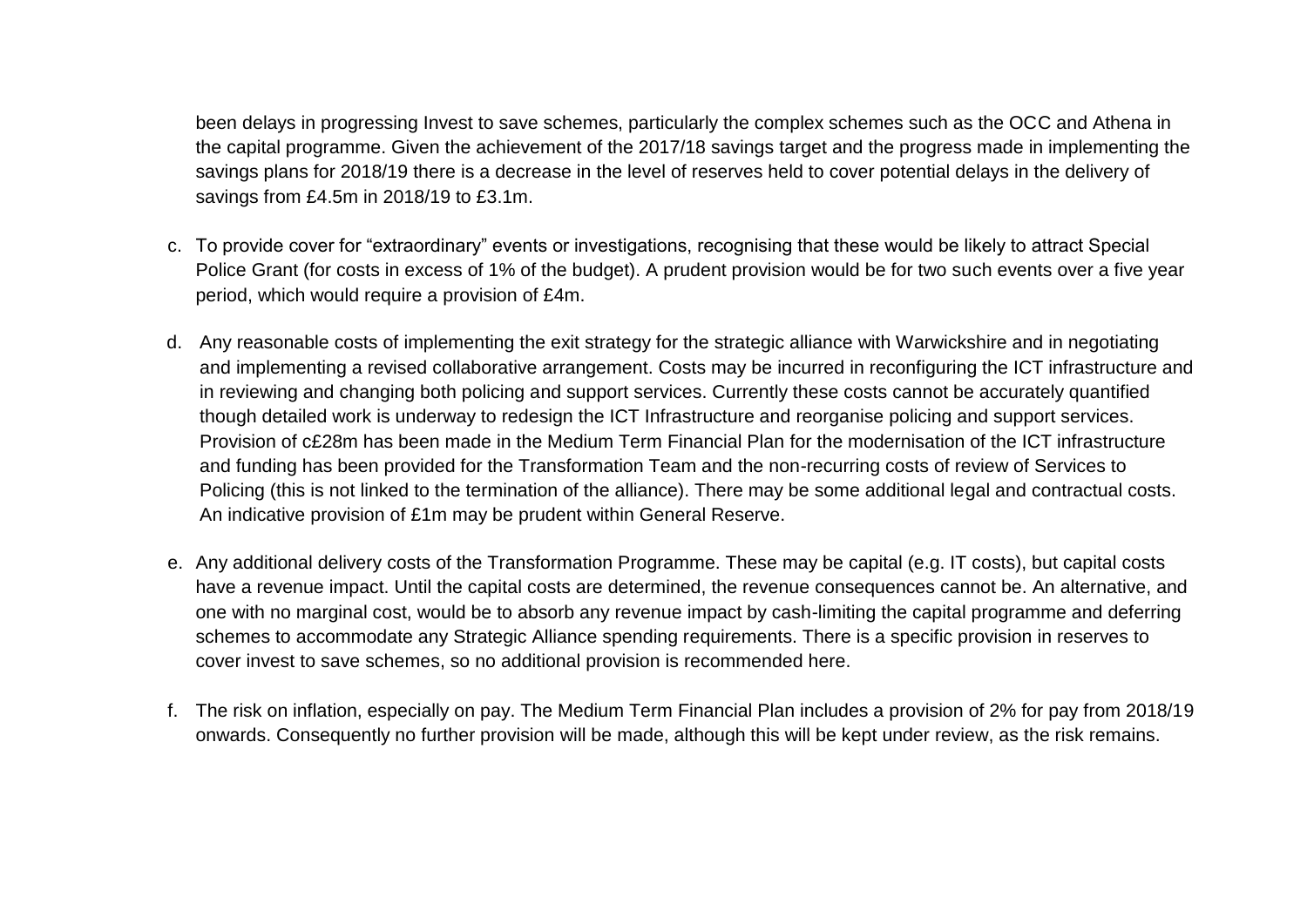been delays in progressing Invest to save schemes, particularly the complex schemes such as the OCC and Athena in the capital programme. Given the achievement of the 2017/18 savings target and the progress made in implementing the savings plans for 2018/19 there is a decrease in the level of reserves held to cover potential delays in the delivery of savings from £4.5m in 2018/19 to £3.1m.

c. To provide cover for "extraordinary" events or investigations, recognising that these would be likely to attract Special Police Grant (for costs in excess of 1% of the budget). A prudent provision would be for two such events over a five year period, which would require a provision of £4m.

d. Any reasonable costs of implementing the exit strategy for the strategic alliance with Warwickshire and in negotiating and implementing a revised collaborative arrangement. Costs may be incurred in reconfiguring the ICT infrastructure and in reviewing and changing both policing and support services. Currently these costs cannot be accurately quantified though detailed work is underway to redesign the ICT Infrastructure and reorganise policing and support services. Provision of c£28m has been made in the Medium Term Financial Plan for the modernisation of the ICT infrastructure and funding has been provided for the Transformation Team and the non-recurring costs of review of Services to Policing (this is not linked to the termination of the alliance). There may be some additional legal and contractual costs. An indicative provision of £1m may be prudent within General Reserve.

e. Any additional delivery costs of the Transformation Programme. These may be capital (e.g. IT costs), but capital costs have a revenue impact. Until the capital costs are determined, the revenue consequences cannot be. An alternative, and one with no marginal cost, would be to absorb any revenue impact by cash-limiting the capital programme and deferring schemes to accommodate any Strategic Alliance spending requirements. There is a specific provision in reserves to cover invest to save schemes, so no additional provision is recommended here.

f. The risk on inflation, especially on pay. The Medium Term Financial Plan includes a provision of 2% for pay from 2018/19 onwards. Consequently no further provision will be made, although this will be kept under review, as the risk remains.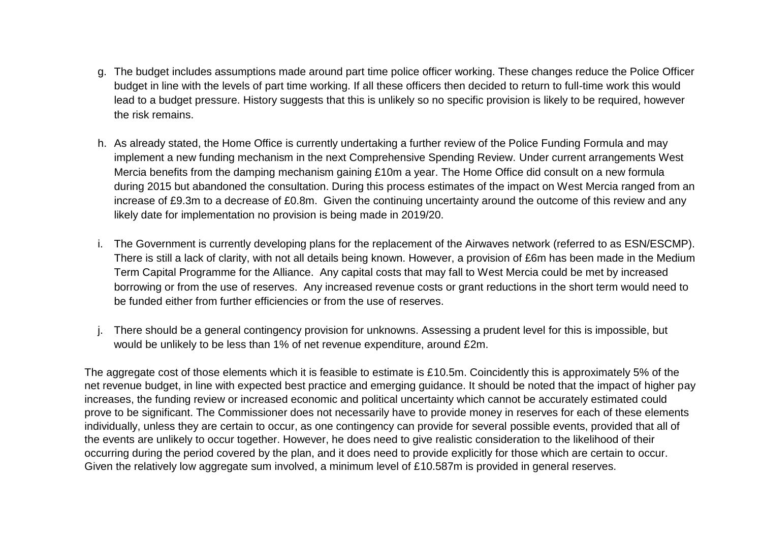g. The budget includes assumptions made around part time police officer working. These changes reduce the Police Officer budget in line with the levels of part time working. If all these officers then decided to return to full-time work this would lead to a budget pressure. History suggests that this is unlikely so no specific provision is likely to be required, however the risk remains.

h. As already stated, the Home Office is currently undertaking a further review of the Police Funding Formula and may implement a new funding mechanism in the next Comprehensive Spending Review. Under current arrangements West Mercia benefits from the damping mechanism gaining £10m a year. The Home Office did consult on a new formula during 2015 but abandoned the consultation. During this process estimates of the impact on West Mercia ranged from an increase of £9.3m to a decrease of £0.8m. Given the continuing uncertainty around the outcome of this review and any likely date for implementation no provision is being made in 2019/20.

i. The Government is currently developing plans for the replacement of the Airwaves network (referred to as ESN/ESCMP). There is still a lack of clarity, with not all details being known. However, a provision of £6m has been made in the Medium Term Capital Programme for the Alliance. Any capital costs that may fall to West Mercia could be met by increased borrowing or from the use of reserves. Any increased revenue costs or grant reductions in the short term would need to be funded either from further efficiencies or from the use of reserves.

j. There should be a general contingency provision for unknowns. Assessing a prudent level for this is impossible, but would be unlikely to be less than 1% of net revenue expenditure, around £2m.

The aggregate cost of those elements which it is feasible to estimate is £10.5m. Coincidently this is approximately 5% of the net revenue budget, in line with expected best practice and emerging guidance. It should be noted that the impact of higher pay increases, the funding review or increased economic and political uncertainty which cannot be accurately estimated could prove to be significant. The Commissioner does not necessarily have to provide money in reserves for each of these elements individually, unless they are certain to occur, as one contingency can provide for several possible events, provided that all of the events are unlikely to occur together. However, he does need to give realistic consideration to the likelihood of their occurring during the period covered by the plan, and it does need to provide explicitly for those which are certain to occur. Given the relatively low aggregate sum involved, a minimum level of £10.587m is provided in general reserves.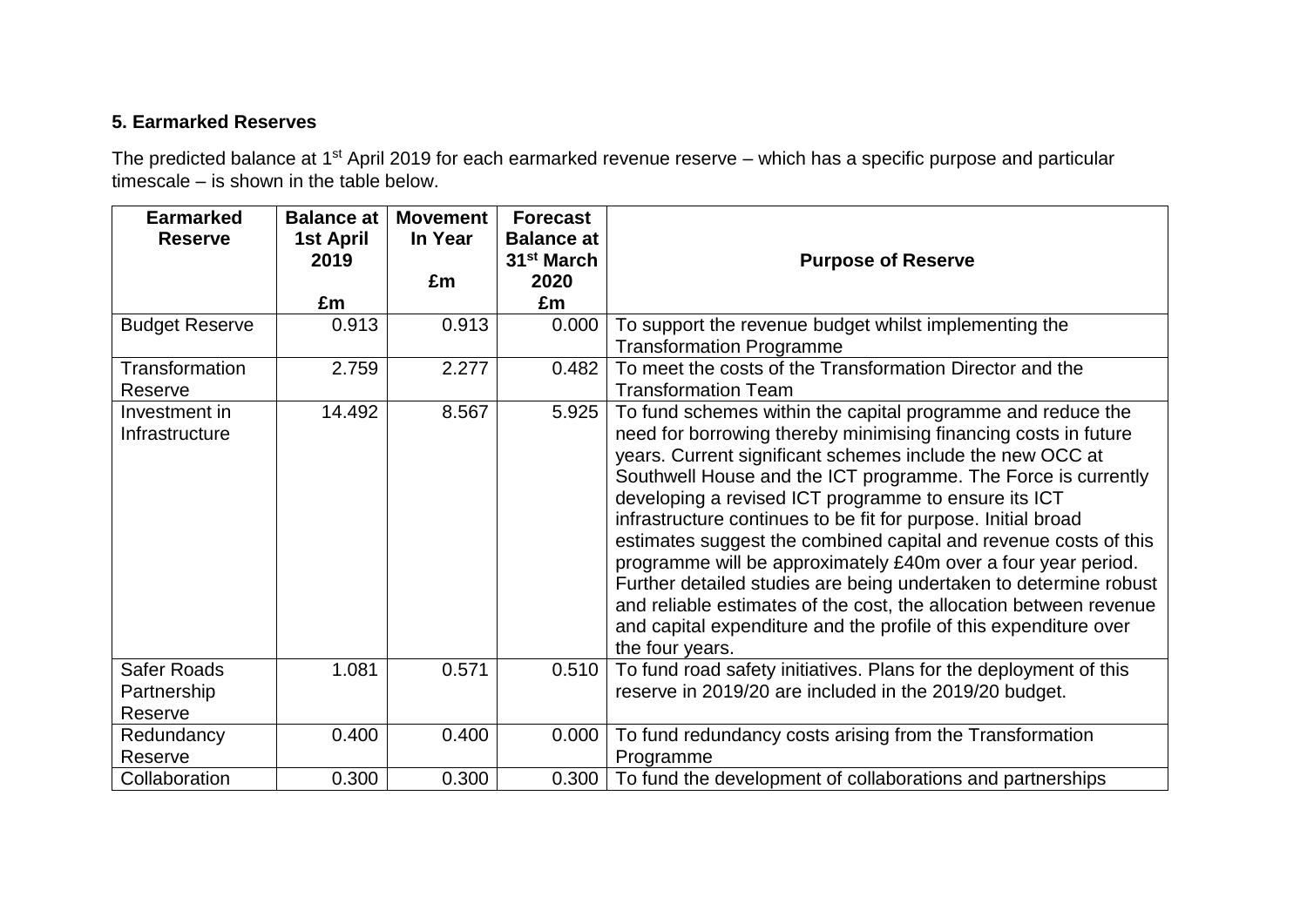### 5. Earmarked Reserves

The predicted balance at 1st April 2019 for each earmarked revenue reserve – which has a specific purpose and particular timescale – is shown in the table below.

| Earmarked Reserve | Balance at 1st April 2019<br>£m | Movement In Year<br>£m | Forecast Balance at 31st March 2020<br>£m | Purpose of Reserve |
|---|---|---|---|---|
| Budget Reserve | 0.913 | 0.913 | 0.000 | To support the revenue budget whilst implementing the Transformation Programme |
| Transformation Reserve | 2.759 | 2.277 | 0.482 | To meet the costs of the Transformation Director and the Transformation Team |
| Investment in Infrastructure | 14.492 | 8.567 | 5.925 | To fund schemes within the capital programme and reduce the need for borrowing thereby minimising financing costs in future years. Current significant schemes include the new OCC at Southwell House and the ICT programme. The Force is currently developing a revised ICT programme to ensure its ICT infrastructure continues to be fit for purpose. Initial broad estimates suggest the combined capital and revenue costs of this programme will be approximately £40m over a four year period. Further detailed studies are being undertaken to determine robust and reliable estimates of the cost, the allocation between revenue and capital expenditure and the profile of this expenditure over the four years. |
| Safer Roads Partnership Reserve | 1.081 | 0.571 | 0.510 | To fund road safety initiatives. Plans for the deployment of this reserve in 2019/20 are included in the 2019/20 budget. |
| Redundancy Reserve | 0.400 | 0.400 | 0.000 | To fund redundancy costs arising from the Transformation Programme |
| Collaboration | 0.300 | 0.300 | 0.300 | To fund the development of collaborations and partnerships |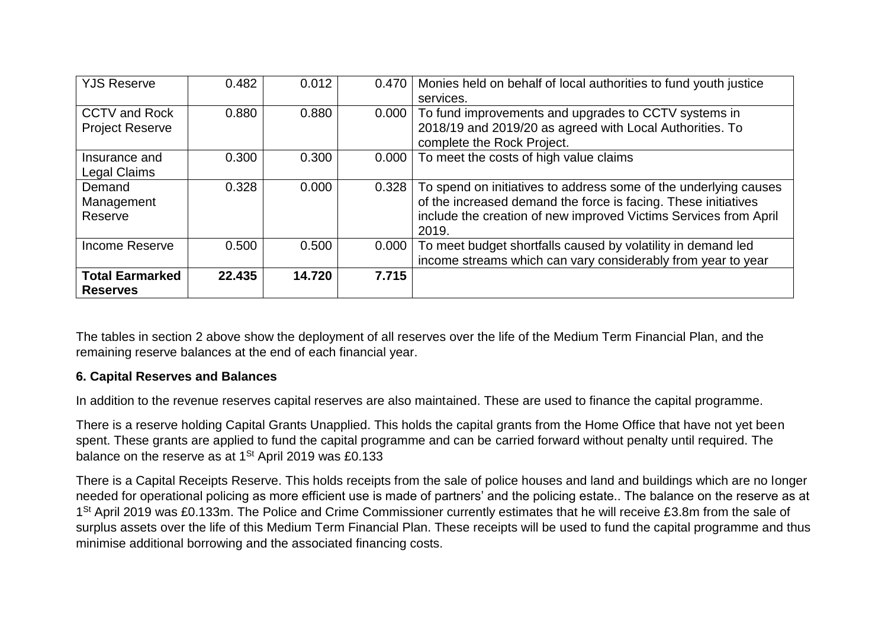| YJS Reserve | 0.482 | 0.012 | 0.470 | Monies held on behalf of local authorities to fund youth justice services. |
|---|---|---|---|---|
| CCTV and Rock Project Reserve | 0.880 | 0.880 | 0.000 | To fund improvements and upgrades to CCTV systems in 2018/19 and 2019/20 as agreed with Local Authorities. To complete the Rock Project. |
| Insurance and Legal Claims | 0.300 | 0.300 | 0.000 | To meet the costs of high value claims |
| Demand Management Reserve | 0.328 | 0.000 | 0.328 | To spend on initiatives to address some of the underlying causes of the increased demand the force is facing. These initiatives include the creation of new improved Victims Services from April 2019. |
| Income Reserve | 0.500 | 0.500 | 0.000 | To meet budget shortfalls caused by volatility in demand led income streams which can vary considerably from year to year |
| **Total Earmarked Reserves** | **22.435** | **14.720** | **7.715** | |

The tables in section 2 above show the deployment of all reserves over the life of the Medium Term Financial Plan, and the remaining reserve balances at the end of each financial year.

**6. Capital Reserves and Balances**

In addition to the revenue reserves capital reserves are also maintained. These are used to finance the capital programme.

There is a reserve holding Capital Grants Unapplied. This holds the capital grants from the Home Office that have not yet been spent. These grants are applied to fund the capital programme and can be carried forward without penalty until required. The balance on the reserve as at 1St April 2019 was £0.133

There is a Capital Receipts Reserve. This holds receipts from the sale of police houses and land and buildings which are no longer needed for operational policing as more efficient use is made of partners' and the policing estate.. The balance on the reserve as at 1St April 2019 was £0.133m. The Police and Crime Commissioner currently estimates that he will receive £3.8m from the sale of surplus assets over the life of this Medium Term Financial Plan. These receipts will be used to fund the capital programme and thus minimise additional borrowing and the associated financing costs.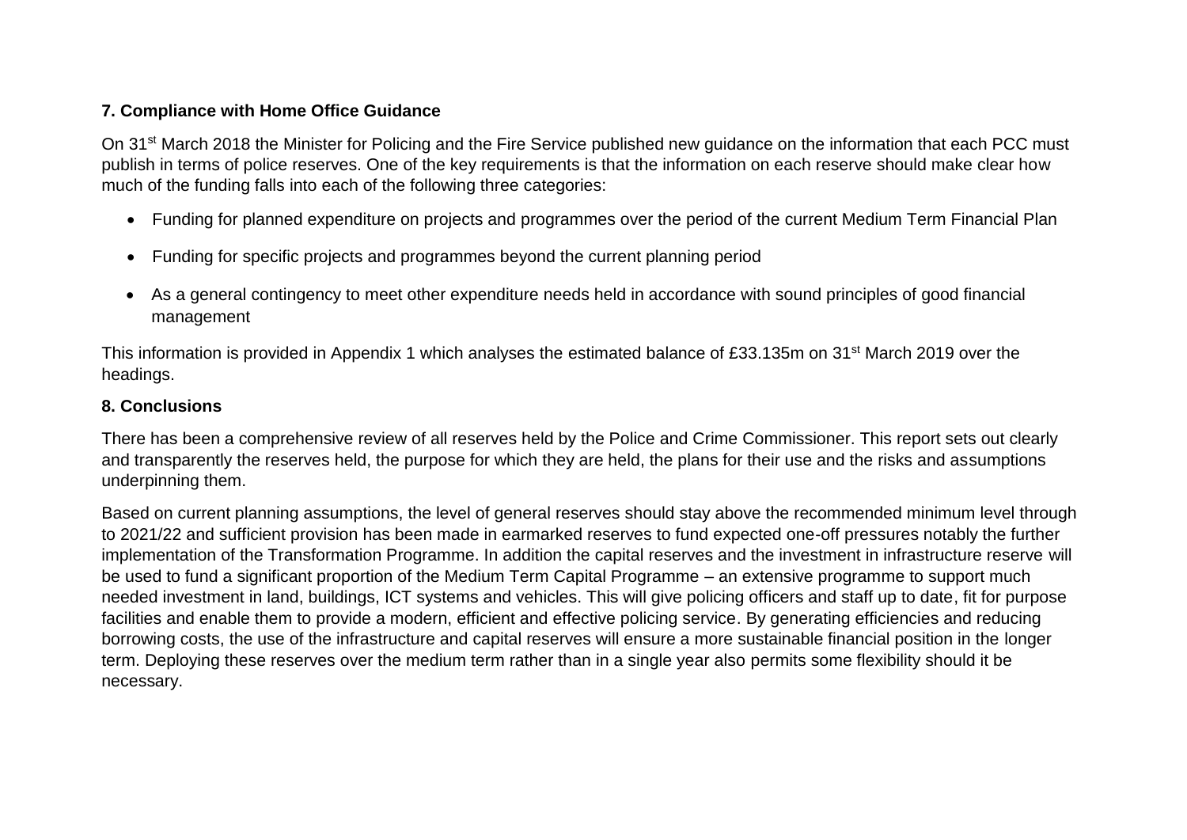**7. Compliance with Home Office Guidance**

On 31st March 2018 the Minister for Policing and the Fire Service published new guidance on the information that each PCC must publish in terms of police reserves. One of the key requirements is that the information on each reserve should make clear how much of the funding falls into each of the following three categories:

- Funding for planned expenditure on projects and programmes over the period of the current Medium Term Financial Plan
- Funding for specific projects and programmes beyond the current planning period
- As a general contingency to meet other expenditure needs held in accordance with sound principles of good financial management

This information is provided in Appendix 1 which analyses the estimated balance of £33.135m on 31st March 2019 over the headings.

**8. Conclusions**

There has been a comprehensive review of all reserves held by the Police and Crime Commissioner. This report sets out clearly and transparently the reserves held, the purpose for which they are held, the plans for their use and the risks and assumptions underpinning them.

Based on current planning assumptions, the level of general reserves should stay above the recommended minimum level through to 2021/22 and sufficient provision has been made in earmarked reserves to fund expected one-off pressures notably the further implementation of the Transformation Programme. In addition the capital reserves and the investment in infrastructure reserve will be used to fund a significant proportion of the Medium Term Capital Programme – an extensive programme to support much needed investment in land, buildings, ICT systems and vehicles. This will give policing officers and staff up to date, fit for purpose facilities and enable them to provide a modern, efficient and effective policing service. By generating efficiencies and reducing borrowing costs, the use of the infrastructure and capital reserves will ensure a more sustainable financial position in the longer term. Deploying these reserves over the medium term rather than in a single year also permits some flexibility should it be necessary.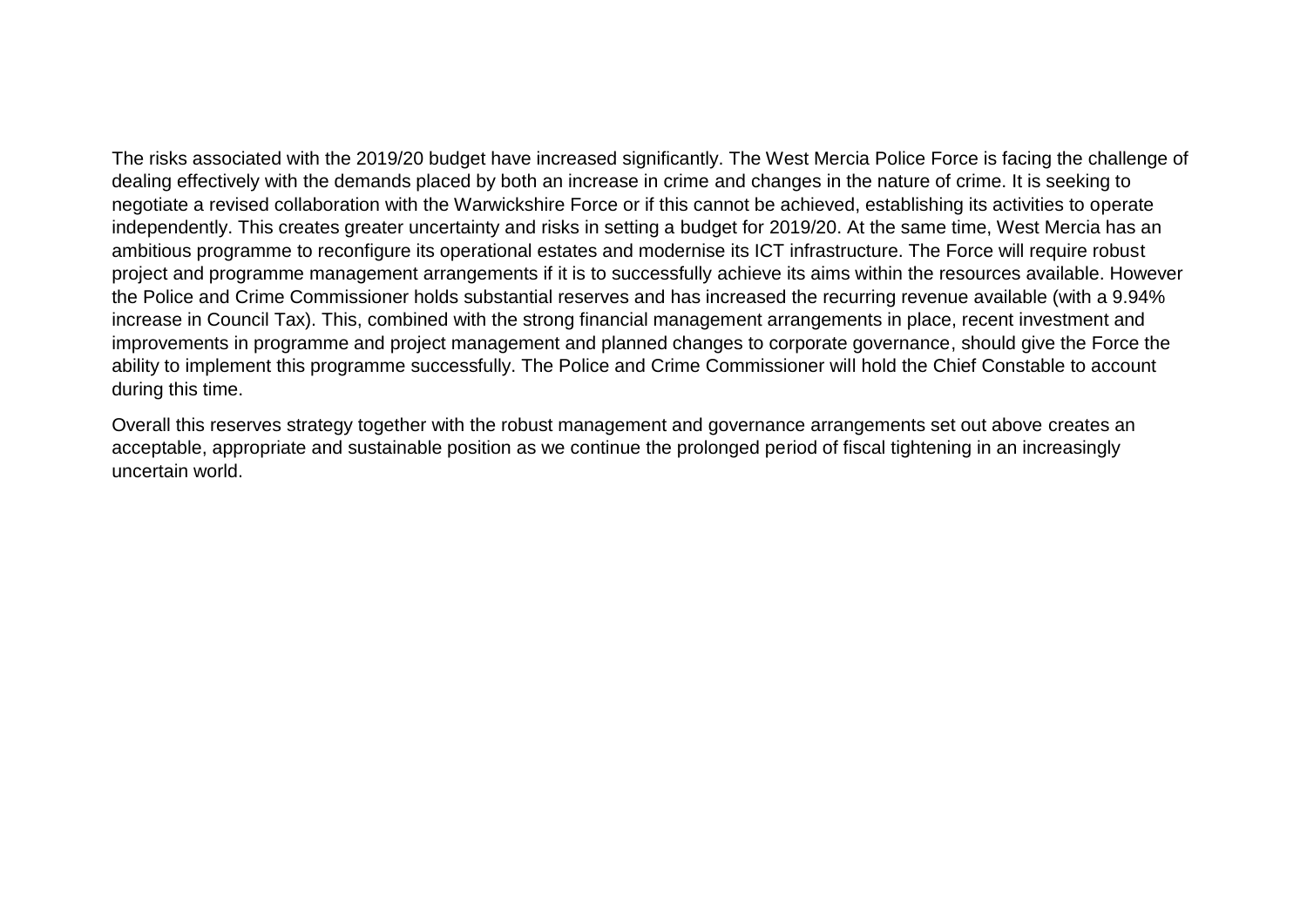The risks associated with the 2019/20 budget have increased significantly. The West Mercia Police Force is facing the challenge of dealing effectively with the demands placed by both an increase in crime and changes in the nature of crime. It is seeking to negotiate a revised collaboration with the Warwickshire Force or if this cannot be achieved, establishing its activities to operate independently. This creates greater uncertainty and risks in setting a budget for 2019/20. At the same time, West Mercia has an ambitious programme to reconfigure its operational estates and modernise its ICT infrastructure. The Force will require robust project and programme management arrangements if it is to successfully achieve its aims within the resources available. However the Police and Crime Commissioner holds substantial reserves and has increased the recurring revenue available (with a 9.94% increase in Council Tax). This, combined with the strong financial management arrangements in place, recent investment and improvements in programme and project management and planned changes to corporate governance, should give the Force the ability to implement this programme successfully. The Police and Crime Commissioner will hold the Chief Constable to account during this time.

Overall this reserves strategy together with the robust management and governance arrangements set out above creates an acceptable, appropriate and sustainable position as we continue the prolonged period of fiscal tightening in an increasingly uncertain world.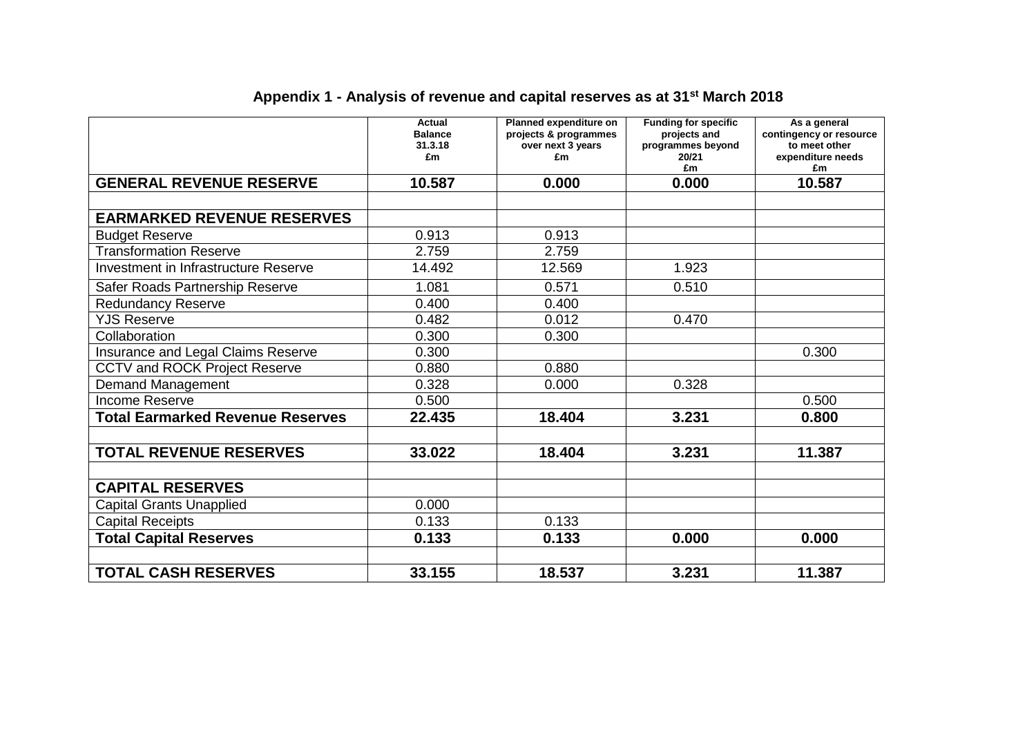# Appendix 1 - Analysis of revenue and capital reserves as at 31st March 2018

| | Actual Balance 31.3.18 £m | Planned expenditure on projects & programmes over next 3 years £m | Funding for specific projects and programmes beyond 20/21 £m | As a general contingency or resource to meet other expenditure needs £m |
|---|---|---|---|---|
| **GENERAL REVENUE RESERVE** | **10.587** | **0.000** | **0.000** | **10.587** |
| | | | | |
| **EARMARKED REVENUE RESERVES** | | | | |
| Budget Reserve | 0.913 | 0.913 | | |
| Transformation Reserve | 2.759 | 2.759 | | |
| Investment in Infrastructure Reserve | 14.492 | 12.569 | 1.923 | |
| Safer Roads Partnership Reserve | 1.081 | 0.571 | 0.510 | |
| Redundancy Reserve | 0.400 | 0.400 | | |
| YJS Reserve | 0.482 | 0.012 | 0.470 | |
| Collaboration | 0.300 | 0.300 | | |
| Insurance and Legal Claims Reserve | 0.300 | | | 0.300 |
| CCTV and ROCK Project Reserve | 0.880 | 0.880 | | |
| Demand Management | 0.328 | 0.000 | 0.328 | |
| Income Reserve | 0.500 | | | 0.500 |
| **Total Earmarked Revenue Reserves** | **22.435** | **18.404** | **3.231** | **0.800** |
| | | | | |
| **TOTAL REVENUE RESERVES** | **33.022** | **18.404** | **3.231** | **11.387** |
| | | | | |
| **CAPITAL RESERVES** | | | | |
| Capital Grants Unapplied | 0.000 | | | |
| Capital Receipts | 0.133 | 0.133 | | |
| **Total Capital Reserves** | **0.133** | **0.133** | **0.000** | **0.000** |
| | | | | |
| **TOTAL CASH RESERVES** | **33.155** | **18.537** | **3.231** | **11.387** |